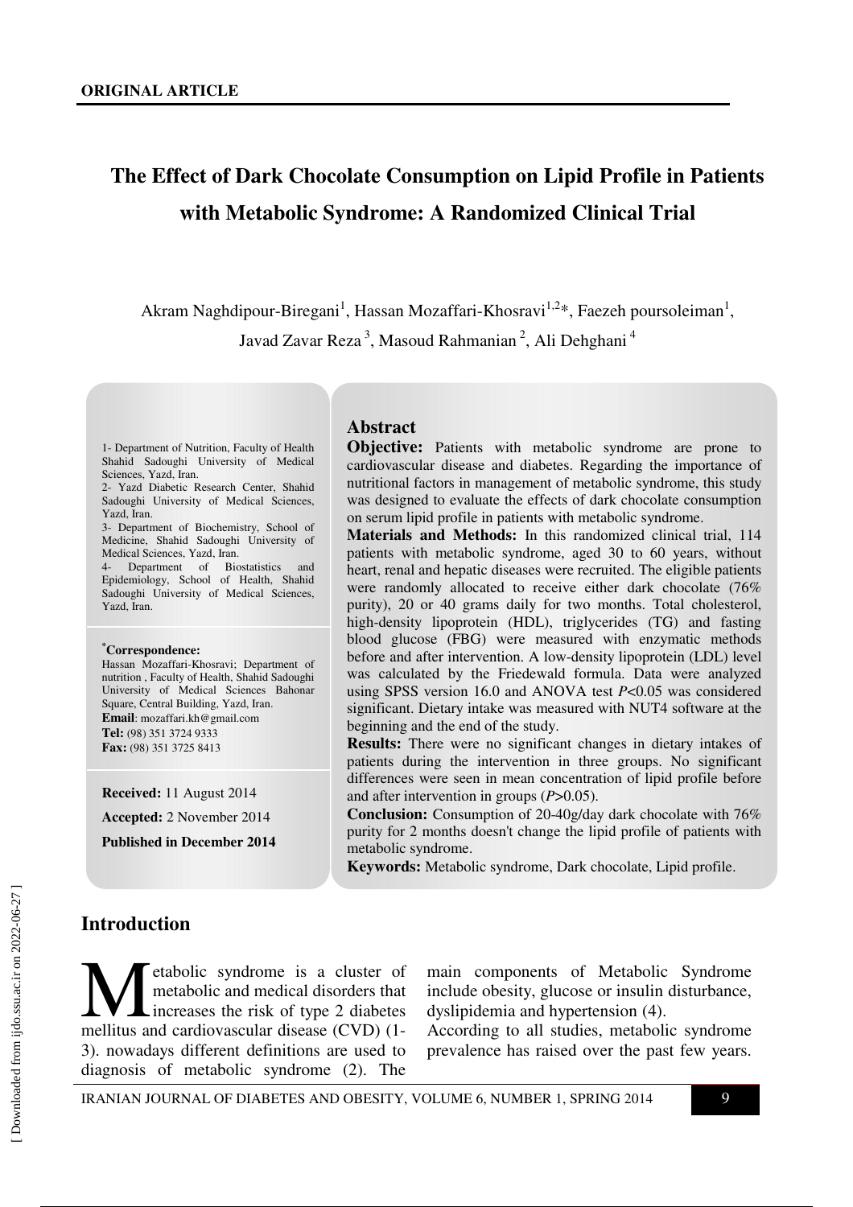ORIGINAL ARTICLE

# The Effect of Dark Chocolate Consumption on Lipid Profile in Patients with Metabolic Syndrome: A Randomized Clinical Trial

Akram Naghdipour-Biregani[1], Hassan Mozaffari-Khosravi[1,2]*, Faezeh poursoleiman[1], Javad Zavar Reza [3], Masoud Rahmanian [2], Ali Dehghani [4]

1- Department of Nutrition, Faculty of Health Shahid Sadoughi University of Medical Sciences, Yazd, Iran.
2- Yazd Diabetic Research Center, Shahid Sadoughi University of Medical Sciences, Yazd, Iran.
3- Department of Biochemistry, School of Medicine, Shahid Sadoughi University of Medical Sciences, Yazd, Iran.
4- Department of Biostatistics and Epidemiology, School of Health, Shahid Sadoughi University of Medical Sciences, Yazd, Iran.

***Correspondence:**
Hassan Mozaffari-Khosravi; Department of nutrition , Faculty of Health, Shahid Sadoughi University of Medical Sciences Bahonar Square, Central Building, Yazd, Iran.
**Email**: mozaffari.kh@gmail.com
**Tel:** (98) 351 3724 9333
**Fax:** (98) 351 3725 8413

**Received:** 11 August 2014

**Accepted:** 2 November 2014

**Published in December 2014**

## Abstract

**Objective:** Patients with metabolic syndrome are prone to cardiovascular disease and diabetes. Regarding the importance of nutritional factors in management of metabolic syndrome, this study was designed to evaluate the effects of dark chocolate consumption on serum lipid profile in patients with metabolic syndrome.

**Materials and Methods:** In this randomized clinical trial, 114 patients with metabolic syndrome, aged 30 to 60 years, without heart, renal and hepatic diseases were recruited. The eligible patients were randomly allocated to receive either dark chocolate (76% purity), 20 or 40 grams daily for two months. Total cholesterol, high-density lipoprotein (HDL), triglycerides (TG) and fasting blood glucose (FBG) were measured with enzymatic methods before and after intervention. A low-density lipoprotein (LDL) level was calculated by the Friedewald formula. Data were analyzed using SPSS version 16.0 and ANOVA test $P<0.05$ was considered significant. Dietary intake was measured with NUT4 software at the beginning and the end of the study.

**Results:** There were no significant changes in dietary intakes of patients during the intervention in three groups. No significant differences were seen in mean concentration of lipid profile before and after intervention in groups ($P>0.05$).

**Conclusion:** Consumption of 20-40g/day dark chocolate with 76% purity for 2 months doesn't change the lipid profile of patients with metabolic syndrome.

**Keywords:** Metabolic syndrome, Dark chocolate, Lipid profile.

## Introduction

Metabolic syndrome is a cluster of metabolic and medical disorders that increases the risk of type 2 diabetes mellitus and cardiovascular disease (CVD) (1-3). nowadays different definitions are used to diagnosis of metabolic syndrome (2). The main components of Metabolic Syndrome include obesity, glucose or insulin disturbance, dyslipidemia and hypertension (4).

According to all studies, metabolic syndrome prevalence has raised over the past few years.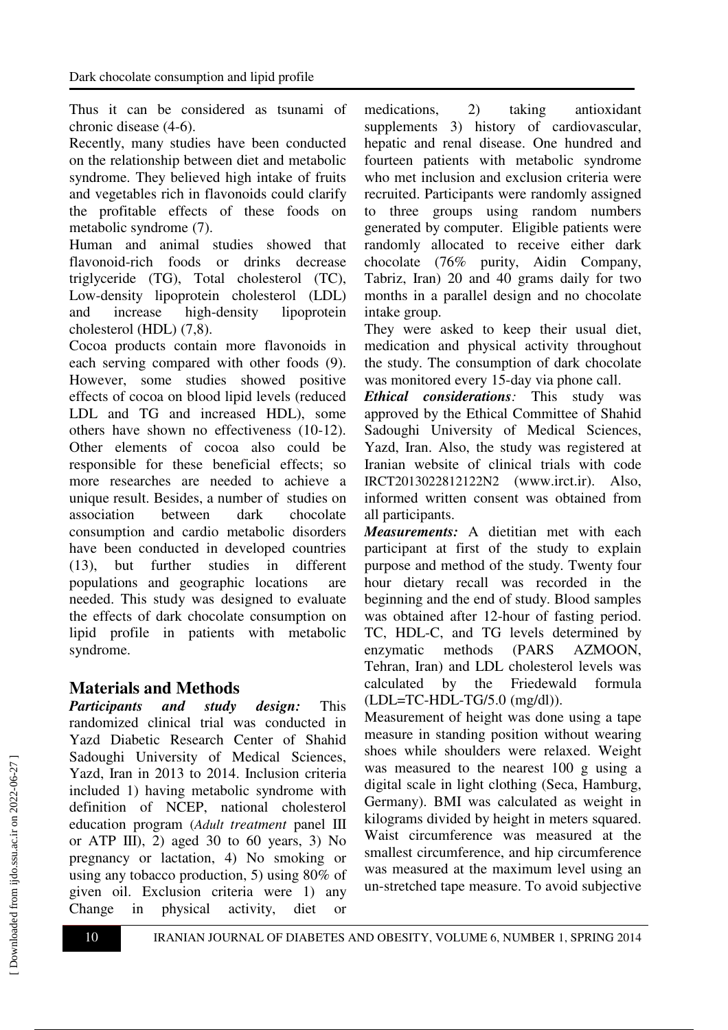Thus it can be considered as tsunami of chronic disease (4-6).

Recently, many studies have been conducted on the relationship between diet and metabolic syndrome. They believed high intake of fruits and vegetables rich in flavonoids could clarify the profitable effects of these foods on metabolic syndrome (7).

Human and animal studies showed that flavonoid-rich foods or drinks decrease triglyceride (TG), Total cholesterol (TC), Low-density lipoprotein cholesterol (LDL) and increase high-density lipoprotein cholesterol (HDL) (7,8).

Cocoa products contain more flavonoids in each serving compared with other foods (9). However, some studies showed positive effects of cocoa on blood lipid levels (reduced LDL and TG and increased HDL), some others have shown no effectiveness (10-12). Other elements of cocoa also could be responsible for these beneficial effects; so more researches are needed to achieve a unique result. Besides, a number of studies on association between dark chocolate consumption and cardio metabolic disorders have been conducted in developed countries (13), but further studies in different populations and geographic locations are needed. This study was designed to evaluate the effects of dark chocolate consumption on lipid profile in patients with metabolic syndrome.

## Materials and Methods

***Participants and study design:*** This randomized clinical trial was conducted in Yazd Diabetic Research Center of Shahid Sadoughi University of Medical Sciences, Yazd, Iran in 2013 to 2014. Inclusion criteria included 1) having metabolic syndrome with definition of NCEP, national cholesterol education program (*Adult treatment* panel III or ATP III), 2) aged 30 to 60 years, 3) No pregnancy or lactation, 4) No smoking or using any tobacco production, 5) using 80% of given oil. Exclusion criteria were 1) any Change in physical activity, diet or medications, 2) taking antioxidant supplements 3) history of cardiovascular, hepatic and renal disease. One hundred and fourteen patients with metabolic syndrome who met inclusion and exclusion criteria were recruited. Participants were randomly assigned to three groups using random numbers generated by computer. Eligible patients were randomly allocated to receive either dark chocolate (76% purity, Aidin Company, Tabriz, Iran) 20 and 40 grams daily for two months in a parallel design and no chocolate intake group.

They were asked to keep their usual diet, medication and physical activity throughout the study. The consumption of dark chocolate was monitored every 15-day via phone call.

***Ethical considerations:*** This study was approved by the Ethical Committee of Shahid Sadoughi University of Medical Sciences, Yazd, Iran. Also, the study was registered at Iranian website of clinical trials with code IRCT2013022812122N2 (www.irct.ir). Also, informed written consent was obtained from all participants.

***Measurements:*** A dietitian met with each participant at first of the study to explain purpose and method of the study. Twenty four hour dietary recall was recorded in the beginning and the end of study. Blood samples was obtained after 12-hour of fasting period. TC, HDL-C, and TG levels determined by enzymatic methods (PARS AZMOON, Tehran, Iran) and LDL cholesterol levels was calculated by the Friedewald formula (LDL=TC-HDL-TG/5.0 (mg/dl)).

Measurement of height was done using a tape measure in standing position without wearing shoes while shoulders were relaxed. Weight was measured to the nearest 100 g using a digital scale in light clothing (Seca, Hamburg, Germany). BMI was calculated as weight in kilograms divided by height in meters squared. Waist circumference was measured at the smallest circumference, and hip circumference was measured at the maximum level using an un-stretched tape measure. To avoid subjective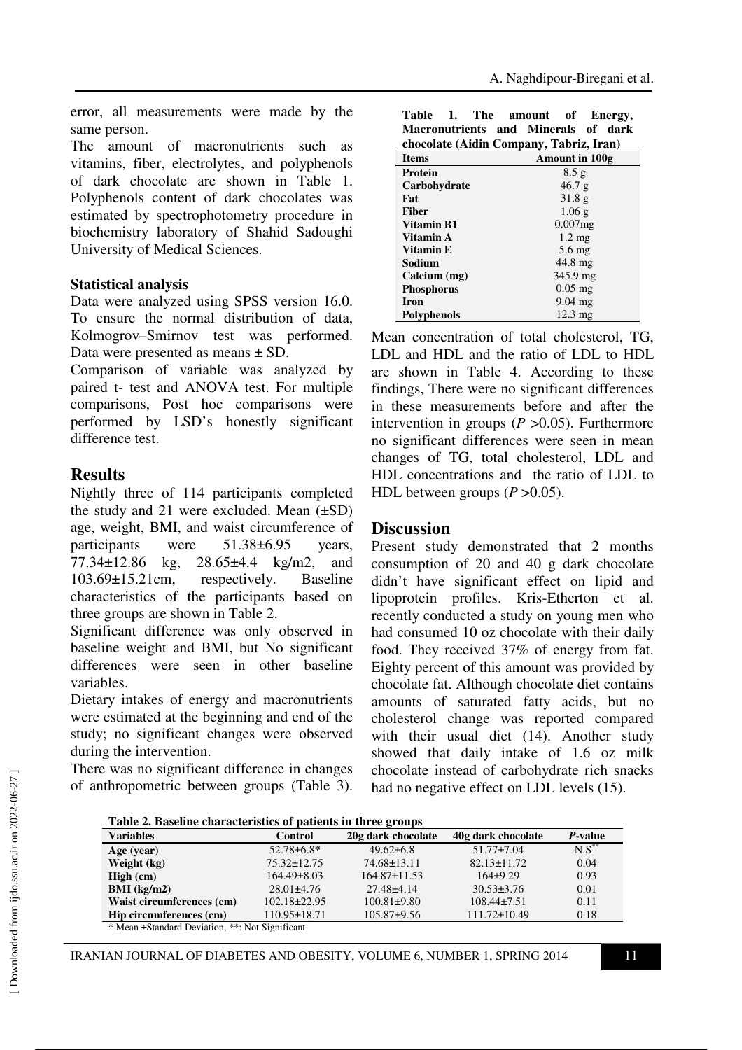error, all measurements were made by the same person.

The amount of macronutrients such as vitamins, fiber, electrolytes, and polyphenols of dark chocolate are shown in Table 1. Polyphenols content of dark chocolates was estimated by spectrophotometry procedure in biochemistry laboratory of Shahid Sadoughi University of Medical Sciences.

### Statistical analysis

Data were analyzed using SPSS version 16.0. To ensure the normal distribution of data, Kolmogrov–Smirnov test was performed. Data were presented as means ± SD.

Comparison of variable was analyzed by paired t- test and ANOVA test. For multiple comparisons, Post hoc comparisons were performed by LSD's honestly significant difference test.

## Results

Nightly three of 114 participants completed the study and 21 were excluded. Mean (±SD) age, weight, BMI, and waist circumference of participants were 51.38±6.95 years, 77.34±12.86 kg, 28.65±4.4 kg/m2, and 103.69±15.21cm, respectively. Baseline characteristics of the participants based on three groups are shown in Table 2.

Significant difference was only observed in baseline weight and BMI, but No significant differences were seen in other baseline variables.

Dietary intakes of energy and macronutrients were estimated at the beginning and end of the study; no significant changes were observed during the intervention.

There was no significant difference in changes of anthropometric between groups (Table 3).

**Table 1. The amount of Energy, Macronutrients and Minerals of dark chocolate (Aidin Company, Tabriz, Iran)**

| Items | Amount in 100g |
|---|---|
| **Protein** | 8.5 g |
| **Carbohydrate** | 46.7 g |
| **Fat** | 31.8 g |
| **Fiber** | 1.06 g |
| **Vitamin B1** | 0.007mg |
| **Vitamin A** | 1.2 mg |
| **Vitamin E** | 5.6 mg |
| **Sodium** | 44.8 mg |
| **Calcium (mg)** | 345.9 mg |
| **Phosphorus** | 0.05 mg |
| **Iron** | 9.04 mg |
| **Polyphenols** | 12.3 mg |

Mean concentration of total cholesterol, TG, LDL and HDL and the ratio of LDL to HDL are shown in Table 4. According to these findings, There were no significant differences in these measurements before and after the intervention in groups ($P > 0.05$). Furthermore no significant differences were seen in mean changes of TG, total cholesterol, LDL and HDL concentrations and the ratio of LDL to HDL between groups ($P > 0.05$).

## Discussion

Present study demonstrated that 2 months consumption of 20 and 40 g dark chocolate didn't have significant effect on lipid and lipoprotein profiles. Kris-Etherton et al. recently conducted a study on young men who had consumed 10 oz chocolate with their daily food. They received 37% of energy from fat. Eighty percent of this amount was provided by chocolate fat. Although chocolate diet contains amounts of saturated fatty acids, but no cholesterol change was reported compared with their usual diet (14). Another study showed that daily intake of 1.6 oz milk chocolate instead of carbohydrate rich snacks had no negative effect on LDL levels (15).

**Table 2. Baseline characteristics of patients in three groups**

| Variables | Control | 20g dark chocolate | 40g dark chocolate | *P*-value |
|---|---|---|---|---|
| **Age (year)** | 52.78±6.8* | 49.62±6.8 | 51.77±7.04 | N.S** |
| **Weight (kg)** | 75.32±12.75 | 74.68±13.11 | 82.13±11.72 | 0.04 |
| **High (cm)** | 164.49±8.03 | 164.87±11.53 | 164±9.29 | 0.93 |
| **BMI (kg/m2)** | 28.01±4.76 | 27.48±4.14 | 30.53±3.76 | 0.01 |
| **Waist circumferences (cm)** | 102.18±22.95 | 100.81±9.80 | 108.44±7.51 | 0.11 |
| **Hip circumferences (cm)** | 110.95±18.71 | 105.87±9.56 | 111.72±10.49 | 0.18 |

* Mean ±Standard Deviation, **: Not Significant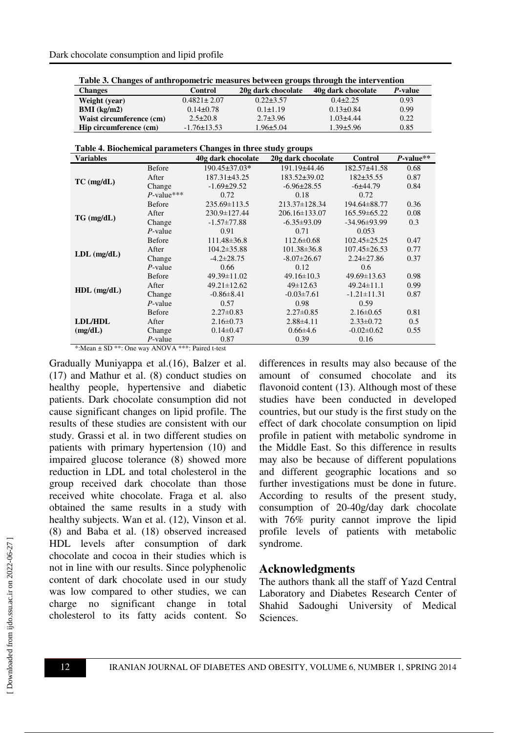**Table 3. Changes of anthropometric measures between groups through the intervention**

| Changes | Control | 20g dark chocolate | 40g dark chocolate | *P*-value |
|---|---|---|---|---|
| Weight (year) | 0.4821± 2.07 | 0.22±3.57 | 0.4±2.25 | 0.93 |
| BMI (kg/m2) | 0.14±0.78 | 0.1±1.19 | 0.13±0.84 | 0.99 |
| Waist circumference (cm) | 2.5±20.8 | 2.7±3.96 | 1.03±4.44 | 0.22 |
| Hip circumference (cm) | -1.76±13.53 | 1.96±5.04 | 1.39±5.96 | 0.85 |

**Table 4. Biochemical parameters Changes in three study groups**

| Variables | | 40g dark chocolate | 20g dark chocolate | Control | *P*-value** |
|---|---|---|---|---|---|
| TC (mg/dL) | Before | 190.45±37.03* | 191.19±44.46 | 182.57±41.58 | 0.68 |
| | After | 187.31±43.25 | 183.52±39.02 | 182±35.55 | 0.87 |
| | Change | -1.69±29.52 | -6.96±28.55 | -6±44.79 | 0.84 |
| | *P*-value*** | 0.72 | 0.18 | 0.72 | |
| TG (mg/dL) | Before | 235.69±113.5 | 213.37±128.34 | 194.64±88.77 | 0.36 |
| | After | 230.9±127.44 | 206.16±133.07 | 165.59±65.22 | 0.08 |
| | Change | -1.57±77.88 | -6.35±93.09 | -34.96±93.99 | 0.3 |
| | *P*-value | 0.91 | 0.71 | 0.053 | |
| LDL (mg/dL) | Before | 111.48±36.8 | 112.6±0.68 | 102.45±25.25 | 0.47 |
| | After | 104.2±35.88 | 101.38±36.8 | 107.45±26.53 | 0.77 |
| | Change | -4.2±28.75 | -8.07±26.67 | 2.24±27.86 | 0.37 |
| | *P*-value | 0.66 | 0.12 | 0.6 | |
| HDL (mg/dL) | Before | 49.39±11.02 | 49.16±10.3 | 49.69±13.63 | 0.98 |
| | After | 49.21±12.62 | 49±12.63 | 49.24±11.1 | 0.99 |
| | Change | -0.86±8.41 | -0.03±7.61 | -1.21±11.31 | 0.87 |
| | *P*-value | 0.57 | 0.98 | 0.59 | |
| LDL/HDL (mg/dL) | Before | 2.27±0.83 | 2.27±0.85 | 2.16±0.65 | 0.81 |
| | After | 2.16±0.73 | 2.88±4.11 | 2.33±0.72 | 0.5 |
| | Change | 0.14±0.47 | 0.66±4.6 | -0.02±0.62 | 0.55 |
| | *P*-value | 0.87 | 0.39 | 0.16 | |

*:Mean ± SD **: One way ANOVA ***: Paired t-test

Gradually Muniyappa et al.(16), Balzer et al. (17) and Mathur et al. (8) conduct studies on healthy people, hypertensive and diabetic patients. Dark chocolate consumption did not cause significant changes on lipid profile. The results of these studies are consistent with our study. Grassi et al. in two different studies on patients with primary hypertension (10) and impaired glucose tolerance (8) showed more reduction in LDL and total cholesterol in the group received dark chocolate than those received white chocolate. Fraga et al. also obtained the same results in a study with healthy subjects. Wan et al. (12), Vinson et al. (8) and Baba et al. (18) observed increased HDL levels after consumption of dark chocolate and cocoa in their studies which is not in line with our results. Since polyphenolic content of dark chocolate used in our study was low compared to other studies, we can charge no significant change in total cholesterol to its fatty acids content. So differences in results may also because of the amount of consumed chocolate and its flavonoid content (13). Although most of these studies have been conducted in developed countries, but our study is the first study on the effect of dark chocolate consumption on lipid profile in patient with metabolic syndrome in the Middle East. So this difference in results may also be because of different populations and different geographic locations and so further investigations must be done in future. According to results of the present study, consumption of 20-40g/day dark chocolate with 76% purity cannot improve the lipid profile levels of patients with metabolic syndrome.

## Acknowledgments

The authors thank all the staff of Yazd Central Laboratory and Diabetes Research Center of Shahid Sadoughi University of Medical Sciences.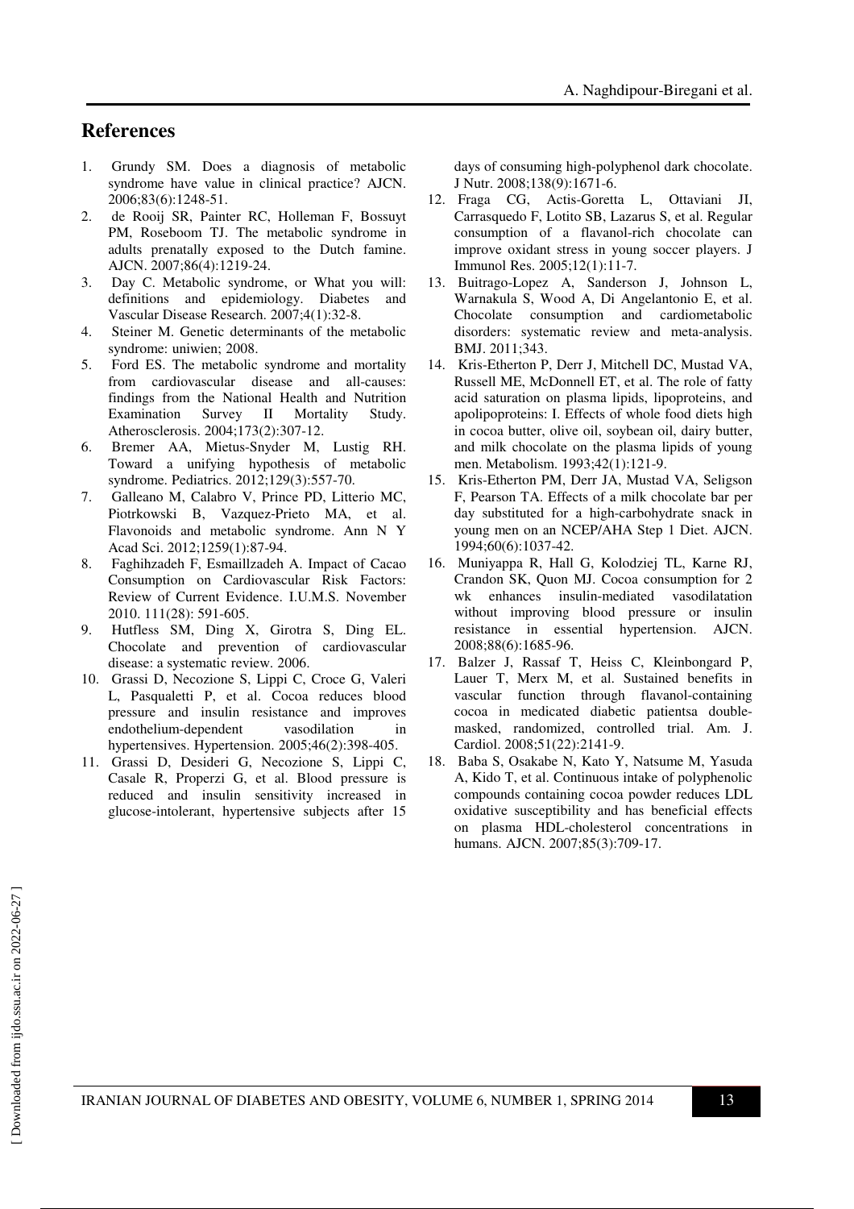## References

1. Grundy SM. Does a diagnosis of metabolic syndrome have value in clinical practice? AJCN. 2006;83(6):1248-51.
2. de Rooij SR, Painter RC, Holleman F, Bossuyt PM, Roseboom TJ. The metabolic syndrome in adults prenatally exposed to the Dutch famine. AJCN. 2007;86(4):1219-24.
3. Day C. Metabolic syndrome, or What you will: definitions and epidemiology. Diabetes and Vascular Disease Research. 2007;4(1):32-8.
4. Steiner M. Genetic determinants of the metabolic syndrome: uniwien; 2008.
5. Ford ES. The metabolic syndrome and mortality from cardiovascular disease and all-causes: findings from the National Health and Nutrition Examination Survey II Mortality Study. Atherosclerosis. 2004;173(2):307-12.
6. Bremer AA, Mietus-Snyder M, Lustig RH. Toward a unifying hypothesis of metabolic syndrome. Pediatrics. 2012;129(3):557-70.
7. Galleano M, Calabro V, Prince PD, Litterio MC, Piotrkowski B, Vazquez-Prieto MA, et al. Flavonoids and metabolic syndrome. Ann N Y Acad Sci. 2012;1259(1):87-94.
8. Faghihzadeh F, Esmaillzadeh A. Impact of Cacao Consumption on Cardiovascular Risk Factors: Review of Current Evidence. I.U.M.S. November 2010. 111(28): 591-605.
9. Hutfless SM, Ding X, Girotra S, Ding EL. Chocolate and prevention of cardiovascular disease: a systematic review. 2006.
10. Grassi D, Necozione S, Lippi C, Croce G, Valeri L, Pasqualetti P, et al. Cocoa reduces blood pressure and insulin resistance and improves endothelium-dependent vasodilation in hypertensives. Hypertension. 2005;46(2):398-405.
11. Grassi D, Desideri G, Necozione S, Lippi C, Casale R, Properzi G, et al. Blood pressure is reduced and insulin sensitivity increased in glucose-intolerant, hypertensive subjects after 15 days of consuming high-polyphenol dark chocolate. J Nutr. 2008;138(9):1671-6.
12. Fraga CG, Actis-Goretta L, Ottaviani JI, Carrasquedo F, Lotito SB, Lazarus S, et al. Regular consumption of a flavanol-rich chocolate can improve oxidant stress in young soccer players. J Immunol Res. 2005;12(1):11-7.
13. Buitrago-Lopez A, Sanderson J, Johnson L, Warnakula S, Wood A, Di Angelantonio E, et al. Chocolate consumption and cardiometabolic disorders: systematic review and meta-analysis. BMJ. 2011;343.
14. Kris-Etherton P, Derr J, Mitchell DC, Mustad VA, Russell ME, McDonnell ET, et al. The role of fatty acid saturation on plasma lipids, lipoproteins, and apolipoproteins: I. Effects of whole food diets high in cocoa butter, olive oil, soybean oil, dairy butter, and milk chocolate on the plasma lipids of young men. Metabolism. 1993;42(1):121-9.
15. Kris-Etherton PM, Derr JA, Mustad VA, Seligson F, Pearson TA. Effects of a milk chocolate bar per day substituted for a high-carbohydrate snack in young men on an NCEP/AHA Step 1 Diet. AJCN. 1994;60(6):1037-42.
16. Muniyappa R, Hall G, Kolodziej TL, Karne RJ, Crandon SK, Quon MJ. Cocoa consumption for 2 wk enhances insulin-mediated vasodilatation without improving blood pressure or insulin resistance in essential hypertension. AJCN. 2008;88(6):1685-96.
17. Balzer J, Rassaf T, Heiss C, Kleinbongard P, Lauer T, Merx M, et al. Sustained benefits in vascular function through flavanol-containing cocoa in medicated diabetic patientsa double-masked, randomized, controlled trial. Am. J. Cardiol. 2008;51(22):2141-9.
18. Baba S, Osakabe N, Kato Y, Natsume M, Yasuda A, Kido T, et al. Continuous intake of polyphenolic compounds containing cocoa powder reduces LDL oxidative susceptibility and has beneficial effects on plasma HDL-cholesterol concentrations in humans. AJCN. 2007;85(3):709-17.